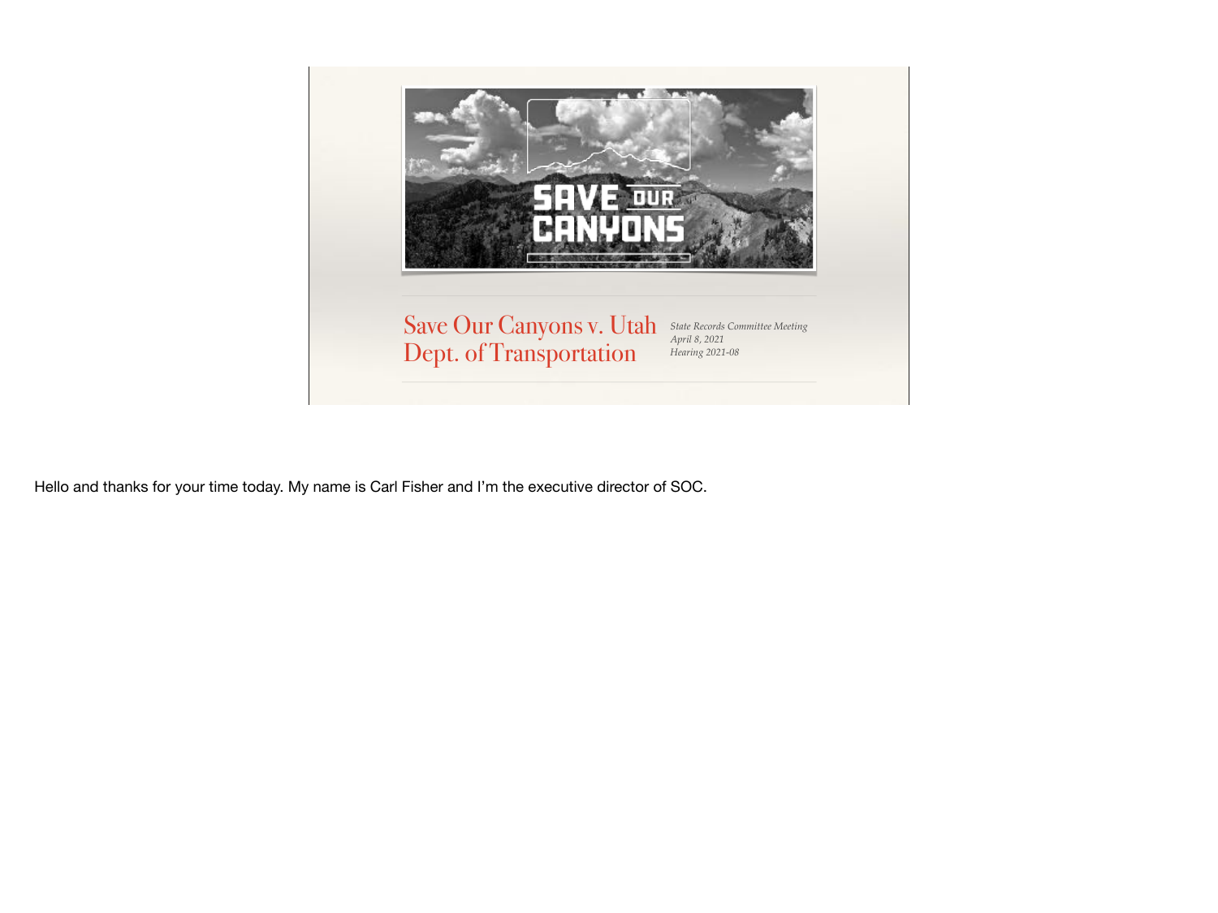SAVE OUR CANYONS

# Save Our Canyons v. Utah Dept. of Transportation

*State Records Committee Meeting*
*April 8, 2021*
*Hearing 2021-08*

Hello and thanks for your time today. My name is Carl Fisher and I'm the executive director of SOC.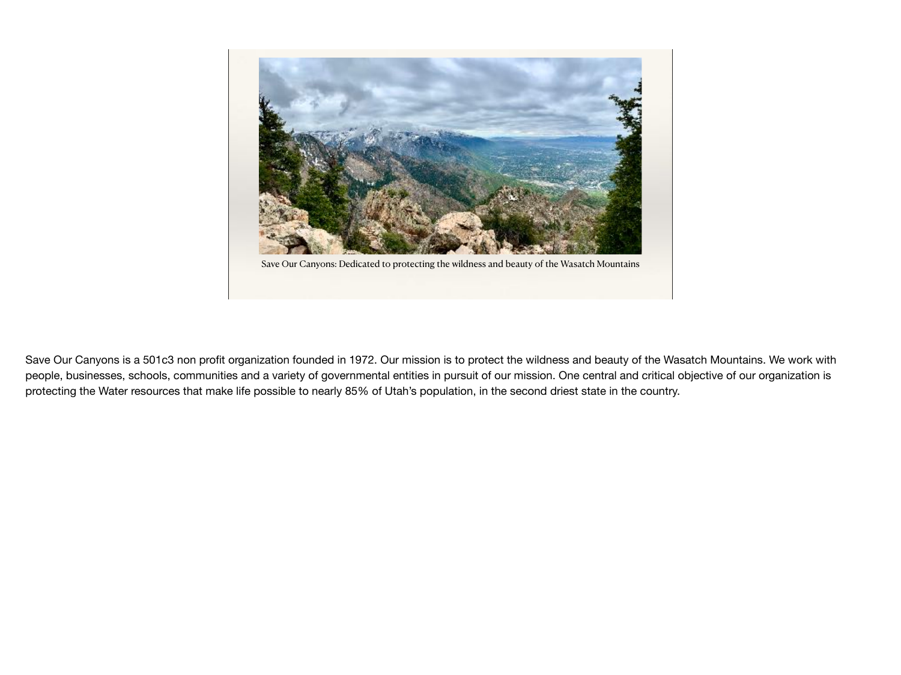Save Our Canyons: Dedicated to protecting the wildness and beauty of the Wasatch Mountains

Save Our Canyons is a 501c3 non profit organization founded in 1972. Our mission is to protect the wildness and beauty of the Wasatch Mountains. We work with people, businesses, schools, communities and a variety of governmental entities in pursuit of our mission. One central and critical objective of our organization is protecting the Water resources that make life possible to nearly 85% of Utah's population, in the second driest state in the country.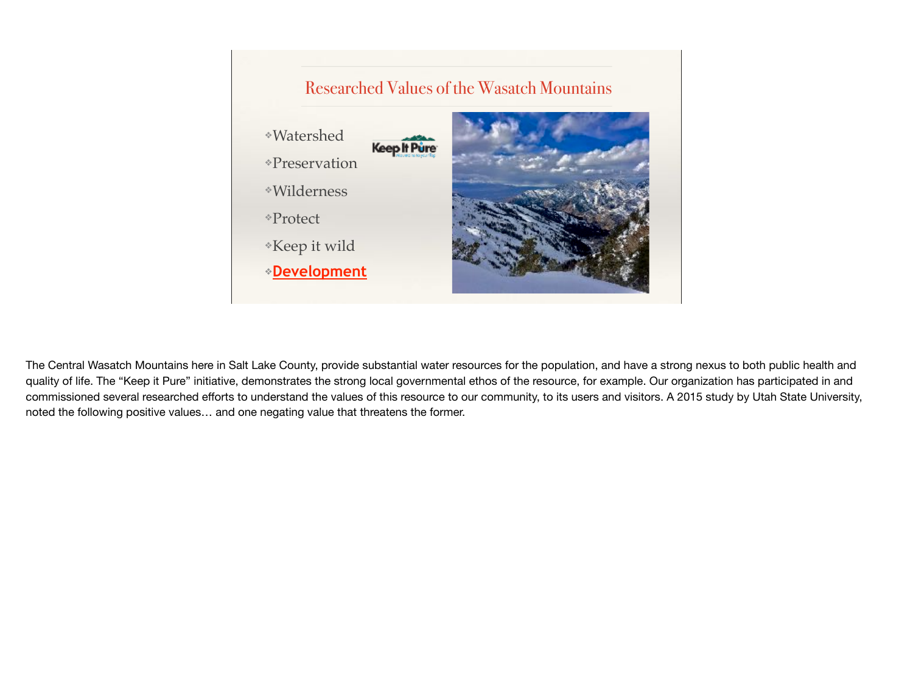## Researched Values of the Wasatch Mountains

- Watershed
- Preservation
- Wilderness
- Protect
- Keep it wild
- **Development**

Keep It Pure

The Central Wasatch Mountains here in Salt Lake County, provide substantial water resources for the population, and have a strong nexus to both public health and quality of life. The "Keep it Pure" initiative, demonstrates the strong local governmental ethos of the resource, for example. Our organization has participated in and commissioned several researched efforts to understand the values of this resource to our community, to its users and visitors. A 2015 study by Utah State University, noted the following positive values… and one negating value that threatens the former.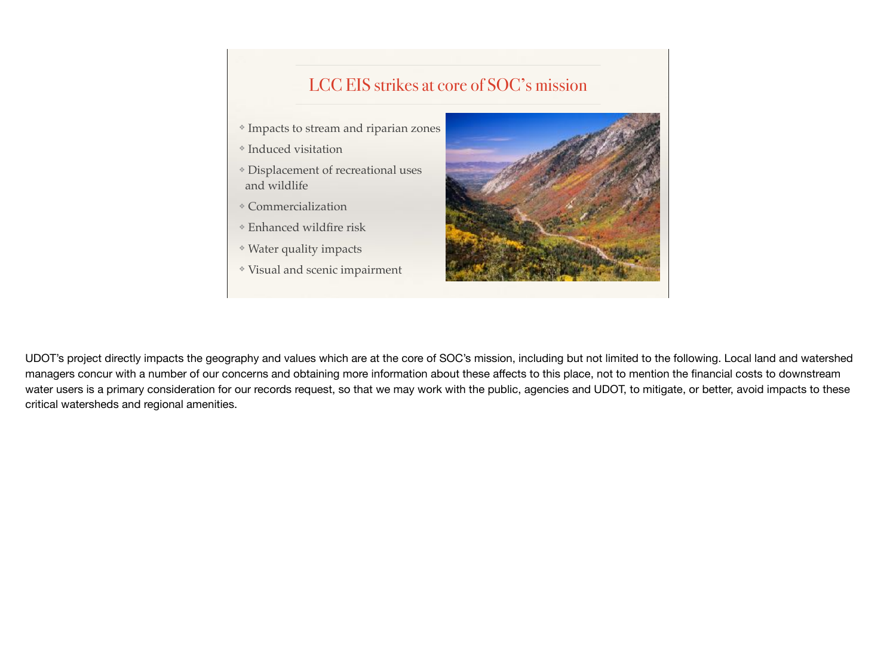## LCC EIS strikes at core of SOC's mission

- Impacts to stream and riparian zones
- Induced visitation
- Displacement of recreational uses and wildlife
- Commercialization
- Enhanced wildfire risk
- Water quality impacts
- Visual and scenic impairment

UDOT's project directly impacts the geography and values which are at the core of SOC's mission, including but not limited to the following. Local land and watershed managers concur with a number of our concerns and obtaining more information about these affects to this place, not to mention the financial costs to downstream water users is a primary consideration for our records request, so that we may work with the public, agencies and UDOT, to mitigate, or better, avoid impacts to these critical watersheds and regional amenities.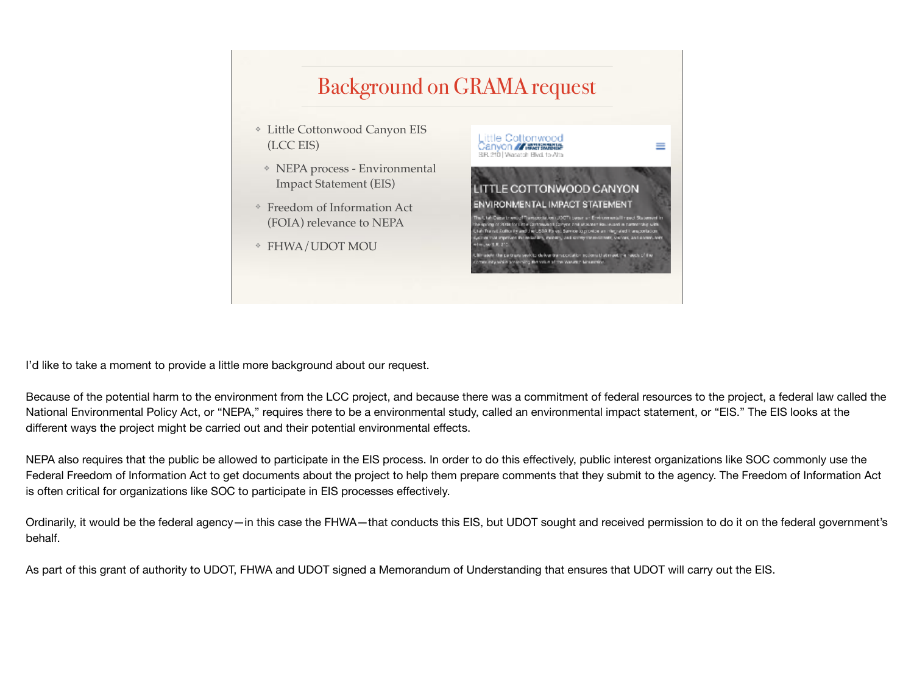## Background on GRAMA request

- Little Cottonwood Canyon EIS (LCC EIS)
  - NEPA process - Environmental Impact Statement (EIS)
- Freedom of Information Act (FOIA) relevance to NEPA
- FHWA/UDOT MOU

Little Cottonwood Canyon ENVIRONMENTAL IMPACT STATEMENT
S.R. 210 | Wasatch Blvd. to Alta

LITTLE COTTONWOOD CANYON ENVIRONMENTAL IMPACT STATEMENT

I'd like to take a moment to provide a little more background about our request.

Because of the potential harm to the environment from the LCC project, and because there was a commitment of federal resources to the project, a federal law called the National Environmental Policy Act, or "NEPA," requires there to be a environmental study, called an environmental impact statement, or "EIS." The EIS looks at the different ways the project might be carried out and their potential environmental effects.

NEPA also requires that the public be allowed to participate in the EIS process. In order to do this effectively, public interest organizations like SOC commonly use the Federal Freedom of Information Act to get documents about the project to help them prepare comments that they submit to the agency. The Freedom of Information Act is often critical for organizations like SOC to participate in EIS processes effectively.

Ordinarily, it would be the federal agency—in this case the FHWA—that conducts this EIS, but UDOT sought and received permission to do it on the federal government's behalf.

As part of this grant of authority to UDOT, FHWA and UDOT signed a Memorandum of Understanding that ensures that UDOT will carry out the EIS.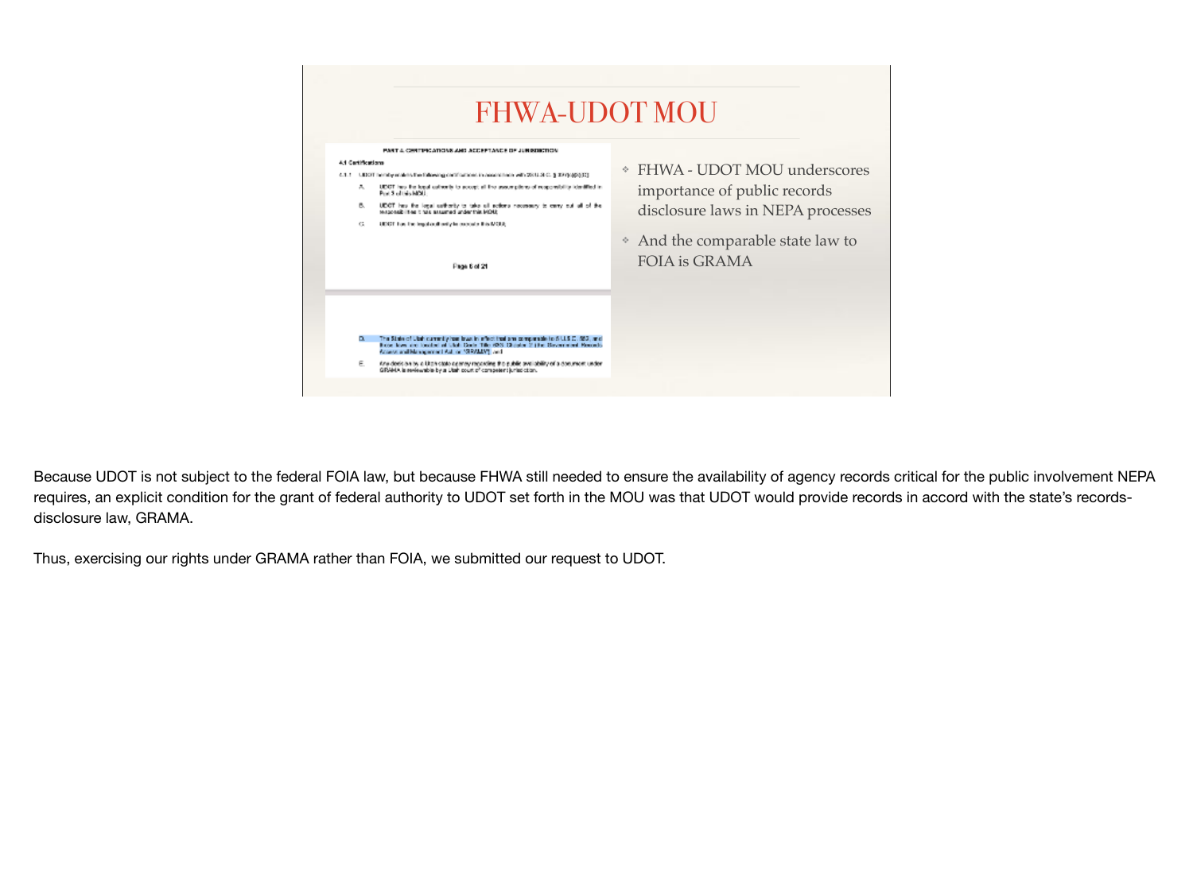# FHWA-UDOT MOU

PART 4. CERTIFICATIONS AND ACCEPTANCE OF JURISDICTION

4.1 Certifications

4.1.1 UDOT hereby makes the following certifications in accordance with 23 U.S.C. § 327(b)(4)(C):

A. UDOT has the legal authority to accept all the assumptions of responsibility identified in Part 3 of this MOU.

B. UDOT has the legal authority to take all actions necessary to carry out all of the responsibilities it has assumed under this MOU.

C. UDOT has the legal authority to execute this MOU.

D. The State of Utah currently has laws in effect that are comparable to 5 U.S.C. 552, and those laws are located at Utah Code Title 63G Chapter 2 (the Government Records Access and Management Act, or "GRAMA"); and

E. Any decision by a Utah state agency regarding the public availability of a document under GRAMA is reviewable by a Utah court of competent jurisdiction.

- FHWA - UDOT MOU underscores importance of public records disclosure laws in NEPA processes
- And the comparable state law to FOIA is GRAMA

Because UDOT is not subject to the federal FOIA law, but because FHWA still needed to ensure the availability of agency records critical for the public involvement NEPA requires, an explicit condition for the grant of federal authority to UDOT set forth in the MOU was that UDOT would provide records in accord with the state's records-disclosure law, GRAMA.

Thus, exercising our rights under GRAMA rather than FOIA, we submitted our request to UDOT.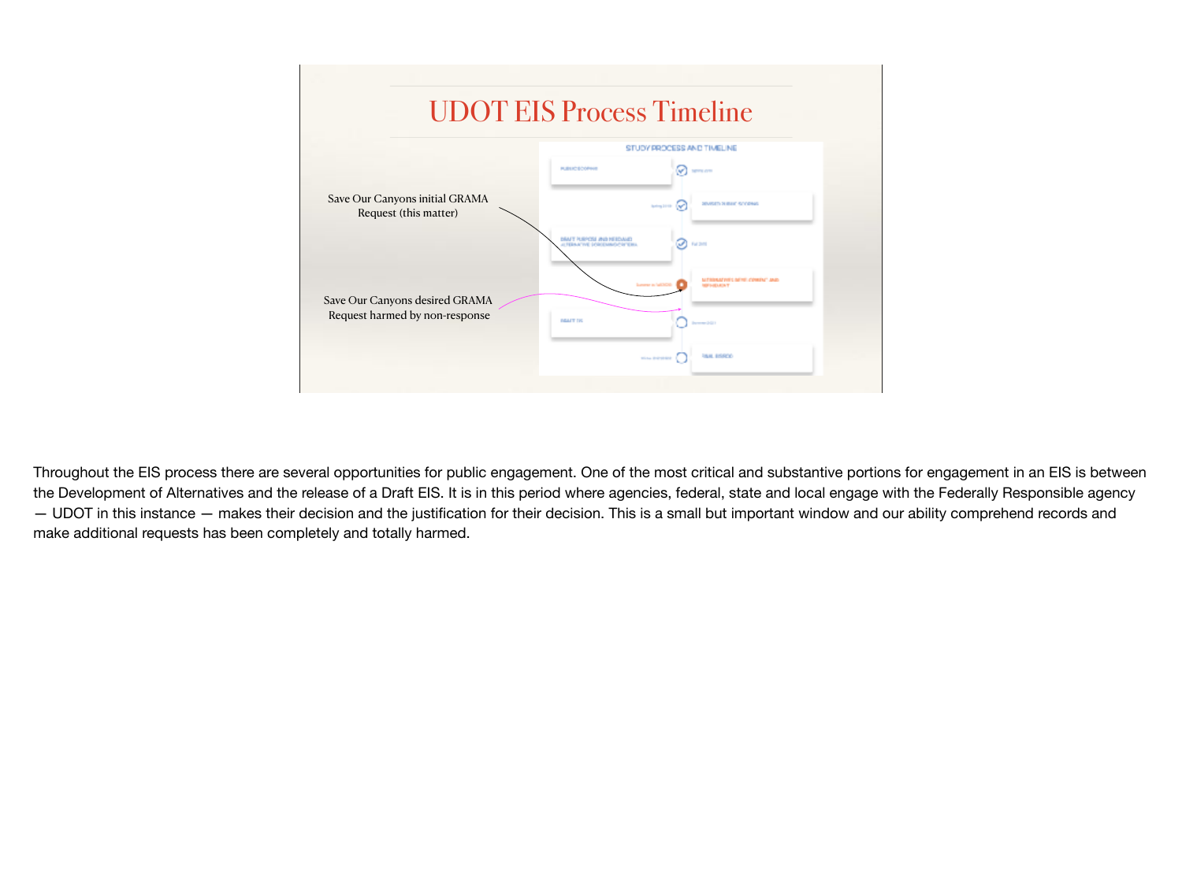# UDOT EIS Process Timeline

Save Our Canyons initial GRAMA Request (this matter)

Save Our Canyons desired GRAMA Request harmed by non-response

Throughout the EIS process there are several opportunities for public engagement. One of the most critical and substantive portions for engagement in an EIS is between the Development of Alternatives and the release of a Draft EIS. It is in this period where agencies, federal, state and local engage with the Federally Responsible agency — UDOT in this instance — makes their decision and the justification for their decision. This is a small but important window and our ability comprehend records and make additional requests has been completely and totally harmed.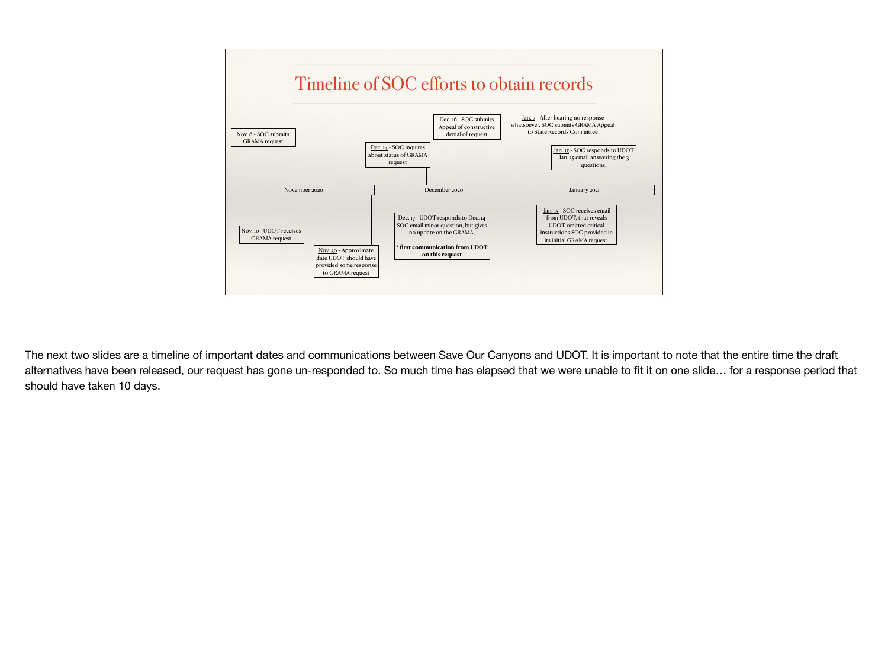# Timeline of SOC efforts to obtain records

**November 2020**

- Nov. 6 - SOC submits GRAMA request
- Nov. 10 - UDOT receives GRAMA request
- Nov. 30 - Approximate date UDOT should have provided some response to GRAMA request

**December 2020**

- Dec. 14 - SOC inquires about status of GRAMA request
- Dec. 16 - SOC submits Appeal of constructive denial of request
- Dec. 17 - UDOT responds to Dec. 14 SOC email minor question, but gives no update on the GRAMA.
  **\* first communication from UDOT on this request**

**January 2021**

- Jan. 7 - After hearing no response whatsoever, SOC submits GRAMA Appeal to State Records Committee
- Jan. 15 - SOC receives email from UDOT, that reveals UDOT omitted critical instructions SOC provided in its initial GRAMA request.
- Jan. 15 - SOC responds to UDOT Jan. 15 email answering the 3 questions.

The next two slides are a timeline of important dates and communications between Save Our Canyons and UDOT. It is important to note that the entire time the draft alternatives have been released, our request has gone un-responded to. So much time has elapsed that we were unable to fit it on one slide… for a response period that should have taken 10 days.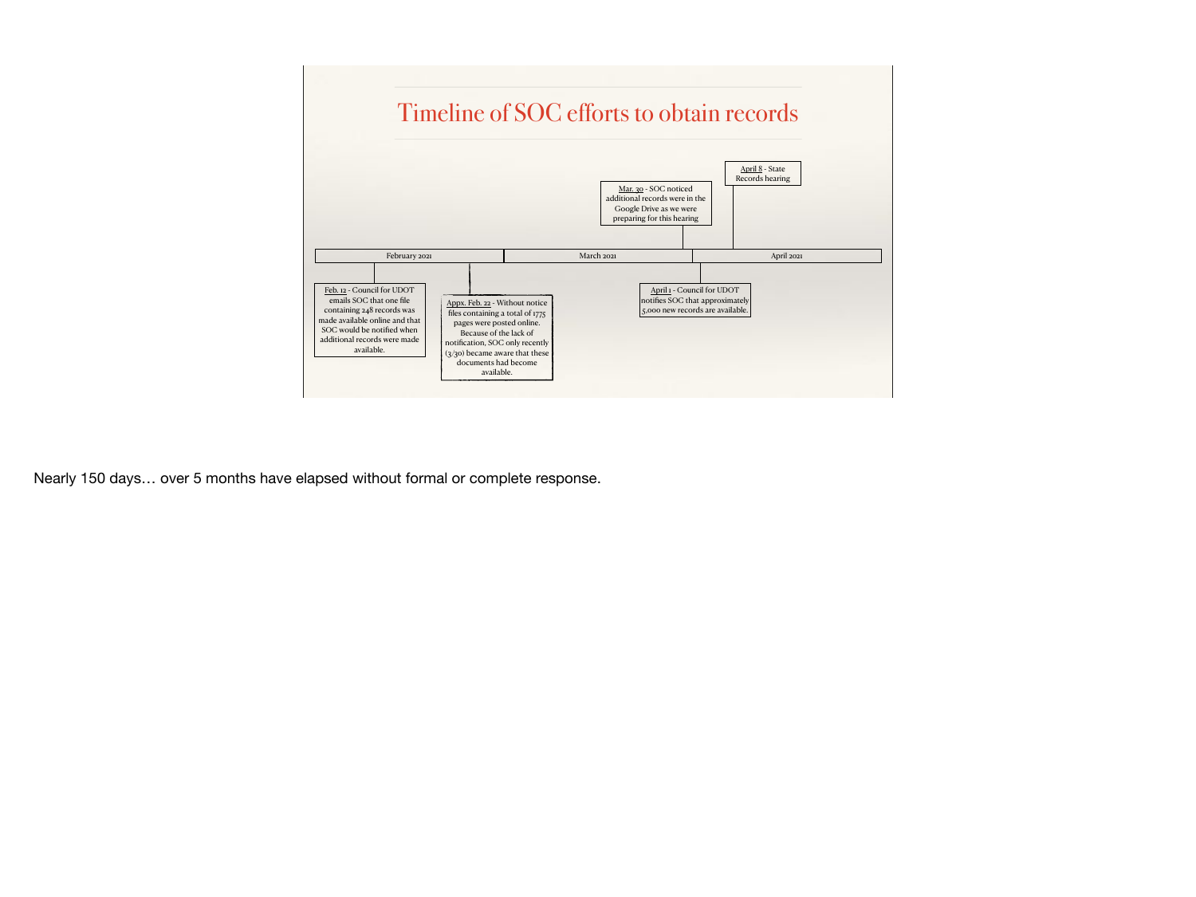# Timeline of SOC efforts to obtain records

February 2021 | March 2021 | April 2021

Feb. 12 - Council for UDOT emails SOC that one file containing 248 records was made available online and that SOC would be notified when additional records were made available.

Appx. Feb. 22 - Without notice files containing a total of 1775 pages were posted online. Because of the lack of notification, SOC only recently (3/30) became aware that these documents had become available.

Mar. 30 - SOC noticed additional records were in the Google Drive as we were preparing for this hearing

April 1 - Council for UDOT notifies SOC that approximately 5,000 new records are available.

April 8 - State Records hearing

Nearly 150 days… over 5 months have elapsed without formal or complete response.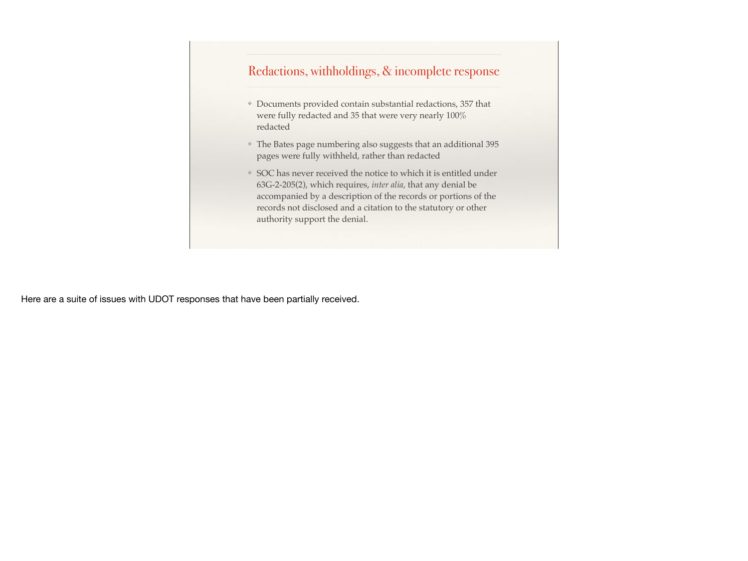## Redactions, withholdings, & incomplete response

- Documents provided contain substantial redactions, 357 that were fully redacted and 35 that were very nearly 100% redacted
- The Bates page numbering also suggests that an additional 395 pages were fully withheld, rather than redacted
- SOC has never received the notice to which it is entitled under 63G-2-205(2), which requires, *inter alia*, that any denial be accompanied by a description of the records or portions of the records not disclosed and a citation to the statutory or other authority support the denial.

Here are a suite of issues with UDOT responses that have been partially received.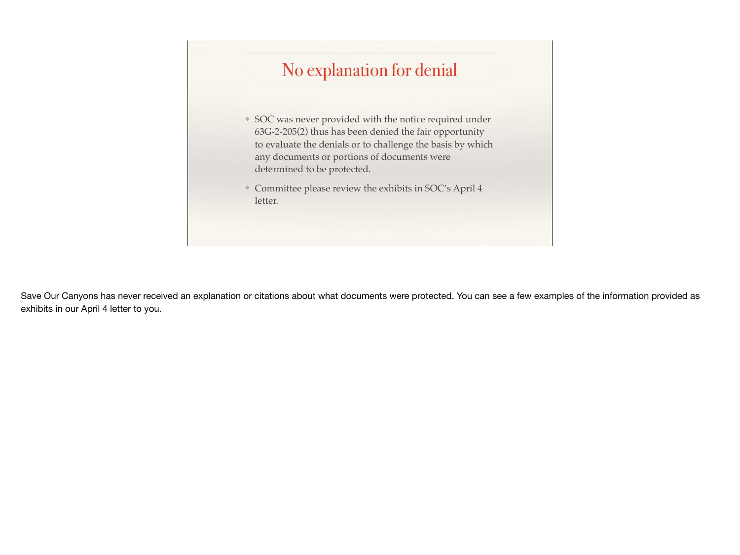## No explanation for denial

- SOC was never provided with the notice required under 63G-2-205(2) thus has been denied the fair opportunity to evaluate the denials or to challenge the basis by which any documents or portions of documents were determined to be protected.
- Committee please review the exhibits in SOC's April 4 letter.

Save Our Canyons has never received an explanation or citations about what documents were protected. You can see a few examples of the information provided as exhibits in our April 4 letter to you.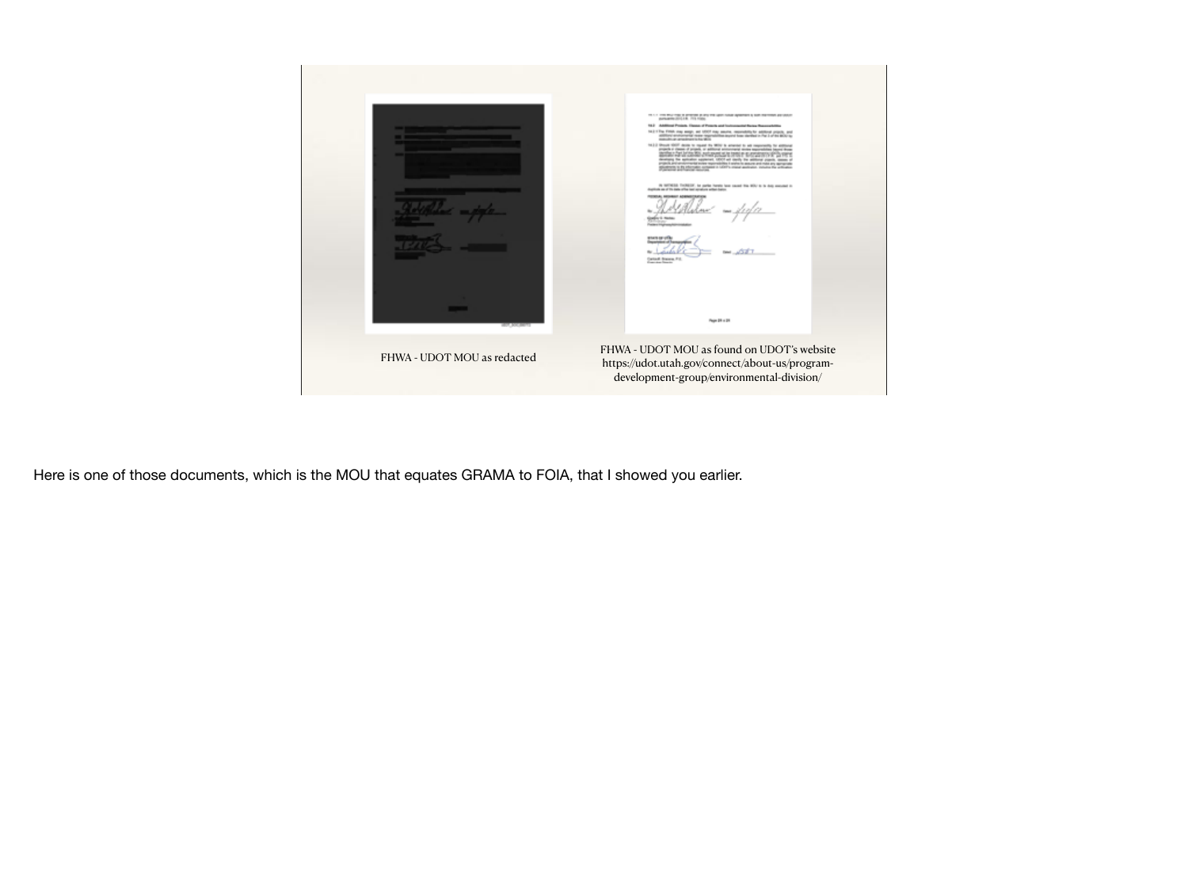FHWA - UDOT MOU as redacted

FHWA - UDOT MOU as found on UDOT's website https://udot.utah.gov/connect/about-us/program-development-group/environmental-division/

Here is one of those documents, which is the MOU that equates GRAMA to FOIA, that I showed you earlier.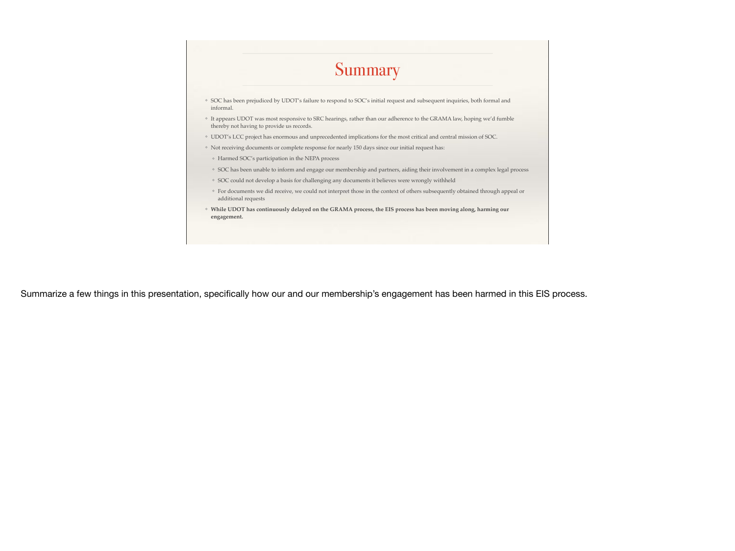# Summary

- SOC has been prejudiced by UDOT's failure to respond to SOC's initial request and subsequent inquiries, both formal and informal.
- It appears UDOT was most responsive to SRC hearings, rather than our adherence to the GRAMA law, hoping we'd fumble thereby not having to provide us records.
- UDOT's LCC project has enormous and unprecedented implications for the most critical and central mission of SOC.
- Not receiving documents or complete response for nearly 150 days since our initial request has:
  - Harmed SOC's participation in the NEPA process
  - SOC has been unable to inform and engage our membership and partners, aiding their involvement in a complex legal process
  - SOC could not develop a basis for challenging any documents it believes were wrongly withheld
  - For documents we did receive, we could not interpret those in the context of others subsequently obtained through appeal or additional requests
- **While UDOT has continuously delayed on the GRAMA process, the EIS process has been moving along, harming our engagement.**

Summarize a few things in this presentation, specifically how our and our membership's engagement has been harmed in this EIS process.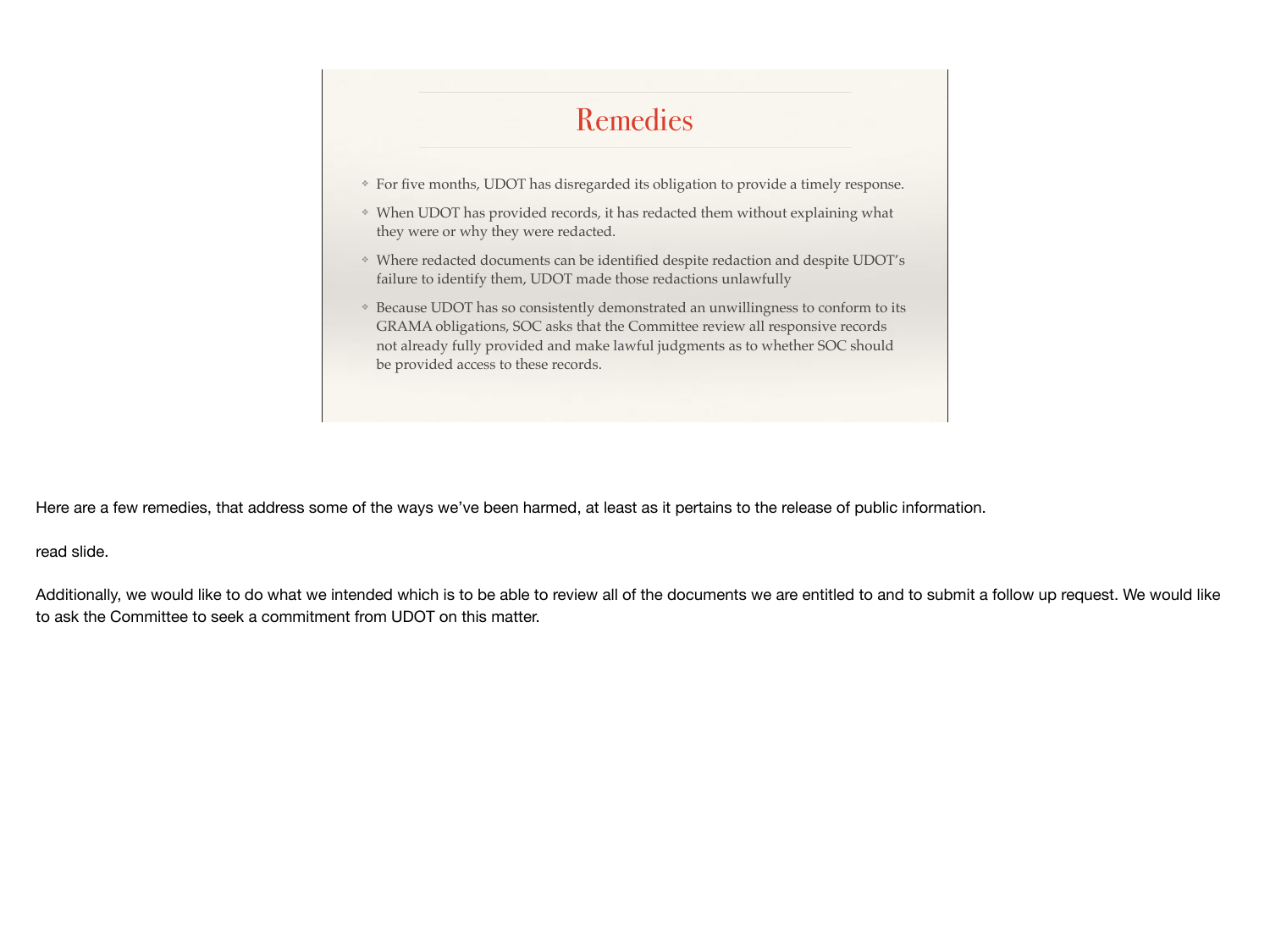## Remedies

- For five months, UDOT has disregarded its obligation to provide a timely response.
- When UDOT has provided records, it has redacted them without explaining what they were or why they were redacted.
- Where redacted documents can be identified despite redaction and despite UDOT's failure to identify them, UDOT made those redactions unlawfully
- Because UDOT has so consistently demonstrated an unwillingness to conform to its GRAMA obligations, SOC asks that the Committee review all responsive records not already fully provided and make lawful judgments as to whether SOC should be provided access to these records.

Here are a few remedies, that address some of the ways we've been harmed, at least as it pertains to the release of public information.

read slide.

Additionally, we would like to do what we intended which is to be able to review all of the documents we are entitled to and to submit a follow up request. We would like to ask the Committee to seek a commitment from UDOT on this matter.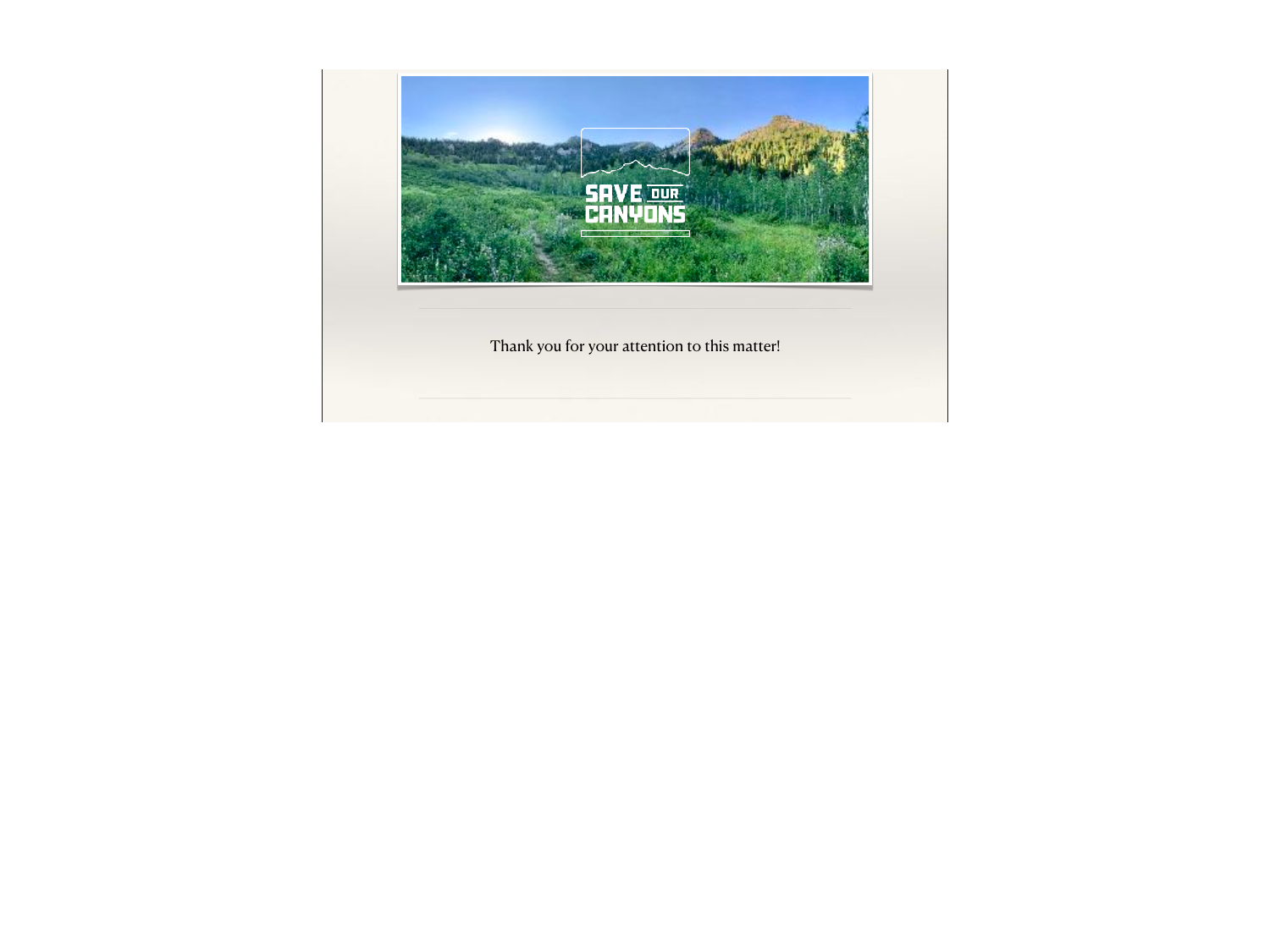Thank you for your attention to this matter!